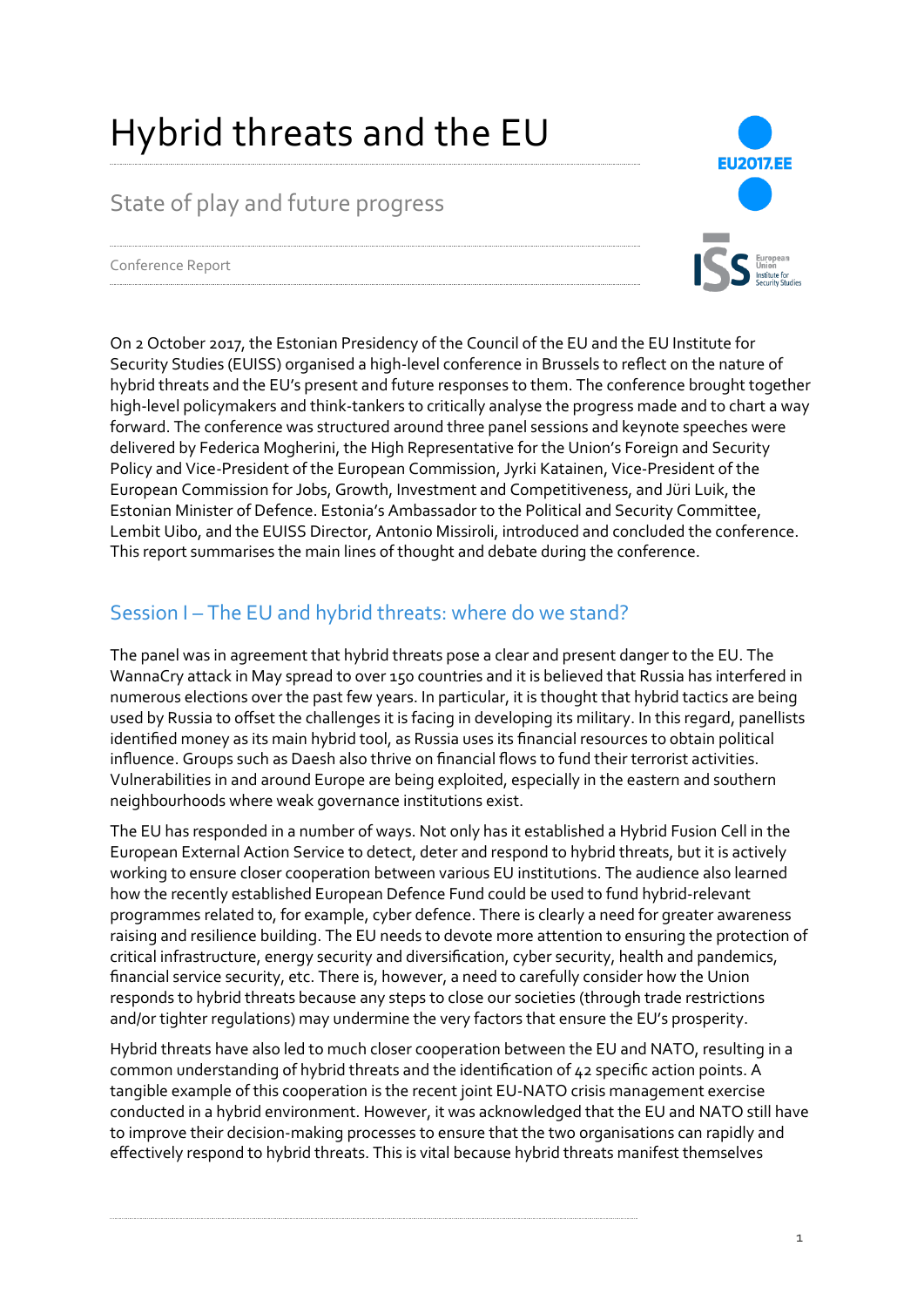# Hybrid threats and the EU

## State of play and future progress

Conference Report

On 2 October 2017, the Estonian Presidency of the Council of the EU and the EU Institute for Security Studies (EUISS) organised a high-level conference in Brussels to reflect on the nature of hybrid threats and the EU's present and future responses to them. The conference brought together high-level policymakers and think-tankers to critically analyse the progress made and to chart a way forward. The conference was structured around three panel sessions and keynote speeches were delivered by Federica Mogherini, the High Representative for the Union's Foreign and Security Policy and Vice-President of the European Commission, Jyrki Katainen, Vice-President of the European Commission for Jobs, Growth, Investment and Competitiveness, and Jüri Luik, the Estonian Minister of Defence. Estonia's Ambassador to the Political and Security Committee, Lembit Uibo, and the EUISS Director, Antonio Missiroli, introduced and concluded the conference. This report summarises the main lines of thought and debate during the conference.

## Session I – The EU and hybrid threats: where do we stand?

The panel was in agreement that hybrid threats pose a clear and present danger to the EU. The WannaCry attack in May spread to over 150 countries and it is believed that Russia has interfered in numerous elections over the past few years. In particular, it is thought that hybrid tactics are being used by Russia to offset the challenges it is facing in developing its military. In this regard, panellists identified money as its main hybrid tool, as Russia uses its financial resources to obtain political influence. Groups such as Daesh also thrive on financial flows to fund their terrorist activities. Vulnerabilities in and around Europe are being exploited, especially in the eastern and southern neighbourhoods where weak governance institutions exist.

The EU has responded in a number of ways. Not only has it established a Hybrid Fusion Cell in the European External Action Service to detect, deter and respond to hybrid threats, but it is actively working to ensure closer cooperation between various EU institutions. The audience also learned how the recently established European Defence Fund could be used to fund hybrid-relevant programmes related to, for example, cyber defence. There is clearly a need for greater awareness raising and resilience building. The EU needs to devote more attention to ensuring the protection of critical infrastructure, energy security and diversification, cyber security, health and pandemics, financial service security, etc. There is, however, a need to carefully consider how the Union responds to hybrid threats because any steps to close our societies (through trade restrictions and/or tighter regulations) may undermine the very factors that ensure the EU's prosperity.

Hybrid threats have also led to much closer cooperation between the EU and NATO, resulting in a common understanding of hybrid threats and the identification of 42 specific action points. A tangible example of this cooperation is the recent joint EU-NATO crisis management exercise conducted in a hybrid environment. However, it was acknowledged that the EU and NATO still have to improve their decision-making processes to ensure that the two organisations can rapidly and effectively respond to hybrid threats. This is vital because hybrid threats manifest themselves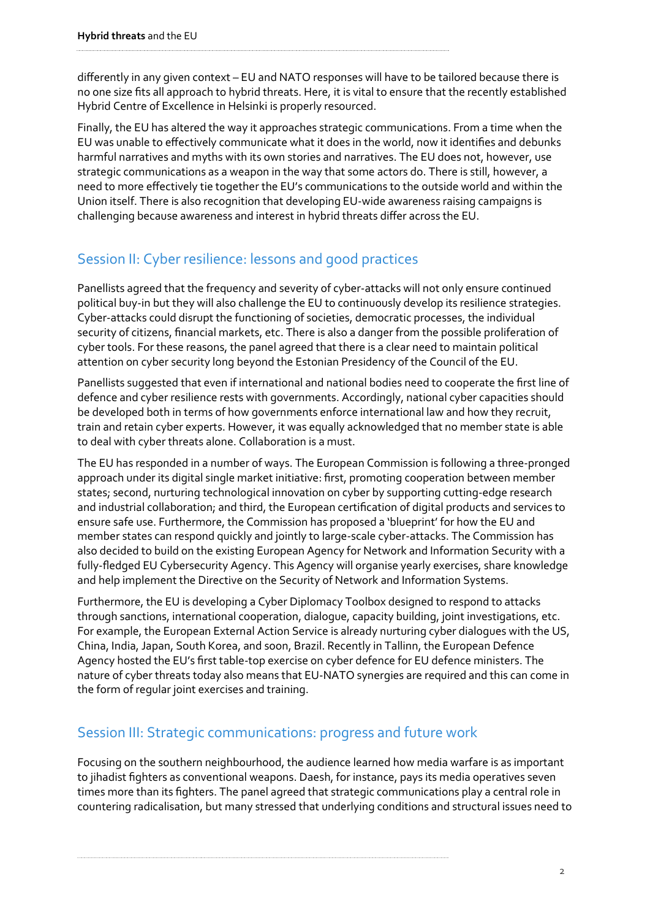differently in any given context – EU and NATO responses will have to be tailored because there is no one size fits all approach to hybrid threats. Here, it is vital to ensure that the recently established Hybrid Centre of Excellence in Helsinki is properly resourced.

Finally, the EU has altered the way it approaches strategic communications. From a time when the EU was unable to effectively communicate what it does in the world, now it identifies and debunks harmful narratives and myths with its own stories and narratives. The EU does not, however, use strategic communications as a weapon in the way that some actors do. There is still, however, a need to more effectively tie together the EU's communications to the outside world and within the Union itself. There is also recognition that developing EU-wide awareness raising campaigns is challenging because awareness and interest in hybrid threats differ across the EU.

## Session II: Cyber resilience: lessons and good practices

Panellists agreed that the frequency and severity of cyber-attacks will not only ensure continued political buy-in but they will also challenge the EU to continuously develop its resilience strategies. Cyber-attacks could disrupt the functioning of societies, democratic processes, the individual security of citizens, financial markets, etc. There is also a danger from the possible proliferation of cyber tools. For these reasons, the panel agreed that there is a clear need to maintain political attention on cyber security long beyond the Estonian Presidency of the Council of the EU.

Panellists suggested that even if international and national bodies need to cooperate the first line of defence and cyber resilience rests with governments. Accordingly, national cyber capacities should be developed both in terms of how governments enforce international law and how they recruit, train and retain cyber experts. However, it was equally acknowledged that no member state is able to deal with cyber threats alone. Collaboration is a must.

The EU has responded in a number of ways. The European Commission is following a three-pronged approach under its digital single market initiative: first, promoting cooperation between member states; second, nurturing technological innovation on cyber by supporting cutting-edge research and industrial collaboration; and third, the European certification of digital products and services to ensure safe use. Furthermore, the Commission has proposed a 'blueprint' for how the EU and member states can respond quickly and jointly to large-scale cyber-attacks. The Commission has also decided to build on the existing European Agency for Network and Information Security with a fully-fledged EU Cybersecurity Agency. This Agency will organise yearly exercises, share knowledge and help implement the Directive on the Security of Network and Information Systems.

Furthermore, the EU is developing a Cyber Diplomacy Toolbox designed to respond to attacks through sanctions, international cooperation, dialogue, capacity building, joint investigations, etc. For example, the European External Action Service is already nurturing cyber dialogues with the US, China, India, Japan, South Korea, and soon, Brazil. Recently in Tallinn, the European Defence Agency hosted the EU's first table-top exercise on cyber defence for EU defence ministers. The nature of cyber threats today also means that EU-NATO synergies are required and this can come in the form of regular joint exercises and training.

## Session III: Strategic communications: progress and future work

Focusing on the southern neighbourhood, the audience learned how media warfare is as important to jihadist fighters as conventional weapons. Daesh, for instance, pays its media operatives seven times more than its fighters. The panel agreed that strategic communications play a central role in countering radicalisation, but many stressed that underlying conditions and structural issues need to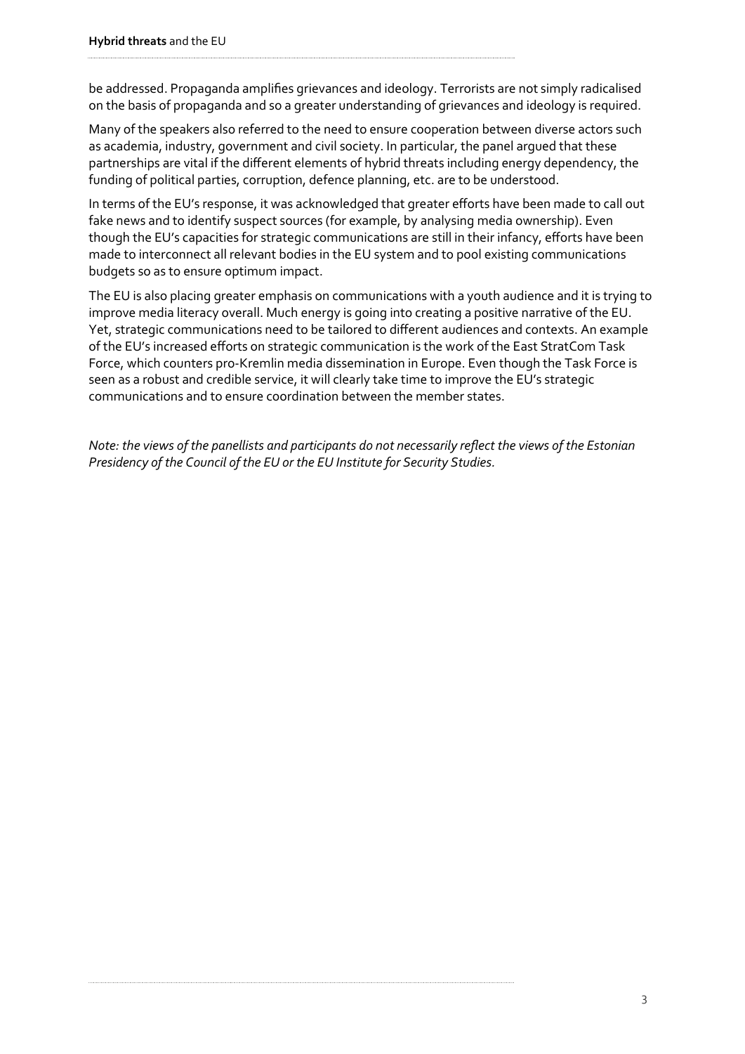be addressed. Propaganda amplifies grievances and ideology. Terrorists are not simply radicalised on the basis of propaganda and so a greater understanding of grievances and ideology is required.

Many of the speakers also referred to the need to ensure cooperation between diverse actors such as academia, industry, government and civil society. In particular, the panel argued that these partnerships are vital if the different elements of hybrid threats including energy dependency, the funding of political parties, corruption, defence planning, etc. are to be understood.

In terms of the EU's response, it was acknowledged that greater efforts have been made to call out fake news and to identify suspect sources (for example, by analysing media ownership). Even though the EU's capacities for strategic communications are still in their infancy, efforts have been made to interconnect all relevant bodies in the EU system and to pool existing communications budgets so as to ensure optimum impact.

The EU is also placing greater emphasis on communications with a youth audience and it is trying to improve media literacy overall. Much energy is going into creating a positive narrative of the EU. Yet, strategic communications need to be tailored to different audiences and contexts. An example of the EU's increased efforts on strategic communication is the work of the East StratCom Task Force, which counters pro-Kremlin media dissemination in Europe. Even though the Task Force is seen as a robust and credible service, it will clearly take time to improve the EU's strategic communications and to ensure coordination between the member states.

*Note: the views of the panellists and participants do not necessarily reflect the views of the Estonian Presidency of the Council of the EU or the EU Institute for Security Studies.*